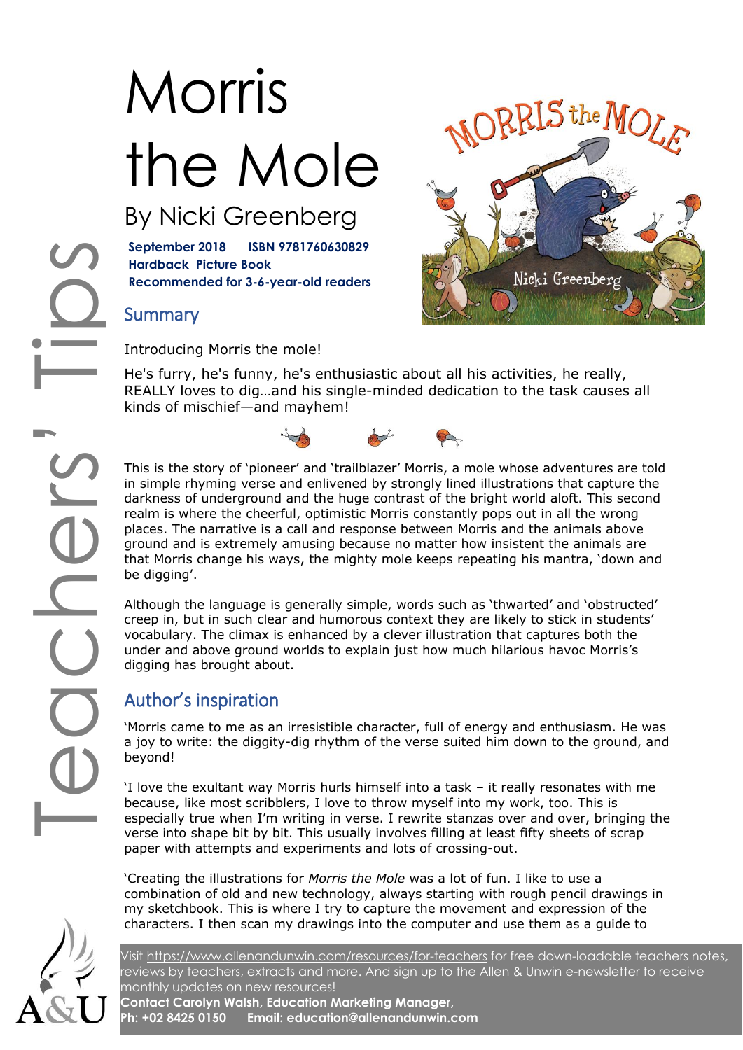# Morris the Mole

## By Nicki Greenberg

**September 2018 ISBN 9781760630829**
**Hardback Picture Book**
**Recommended for 3-6-year-old readers**

## Summary

Introducing Morris the mole!

He's furry, he's funny, he's enthusiastic about all his activities, he really, REALLY loves to dig…and his single-minded dedication to the task causes all kinds of mischief—and mayhem!

This is the story of 'pioneer' and 'trailblazer' Morris, a mole whose adventures are told in simple rhyming verse and enlivened by strongly lined illustrations that capture the darkness of underground and the huge contrast of the bright world aloft. This second realm is where the cheerful, optimistic Morris constantly pops out in all the wrong places. The narrative is a call and response between Morris and the animals above ground and is extremely amusing because no matter how insistent the animals are that Morris change his ways, the mighty mole keeps repeating his mantra, 'down and be digging'.

Although the language is generally simple, words such as 'thwarted' and 'obstructed' creep in, but in such clear and humorous context they are likely to stick in students' vocabulary. The climax is enhanced by a clever illustration that captures both the under and above ground worlds to explain just how much hilarious havoc Morris's digging has brought about.

## Author's inspiration

'Morris came to me as an irresistible character, full of energy and enthusiasm. He was a joy to write: the diggity-dig rhythm of the verse suited him down to the ground, and beyond!

'I love the exultant way Morris hurls himself into a task – it really resonates with me because, like most scribblers, I love to throw myself into my work, too. This is especially true when I'm writing in verse. I rewrite stanzas over and over, bringing the verse into shape bit by bit. This usually involves filling at least fifty sheets of scrap paper with attempts and experiments and lots of crossing-out.

'Creating the illustrations for *Morris the Mole* was a lot of fun. I like to use a combination of old and new technology, always starting with rough pencil drawings in my sketchbook. This is where I try to capture the movement and expression of the characters. I then scan my drawings into the computer and use them as a guide to

Visit https://www.allenandunwin.com/resources/for-teachers for free down-loadable teachers notes, reviews by teachers, extracts and more. And sign up to the Allen & Unwin e-newsletter to receive monthly updates on new resources!
**Contact Carolyn Walsh, Education Marketing Manager,**
**Ph: +02 8425 0150 Email: education@allenandunwin.com**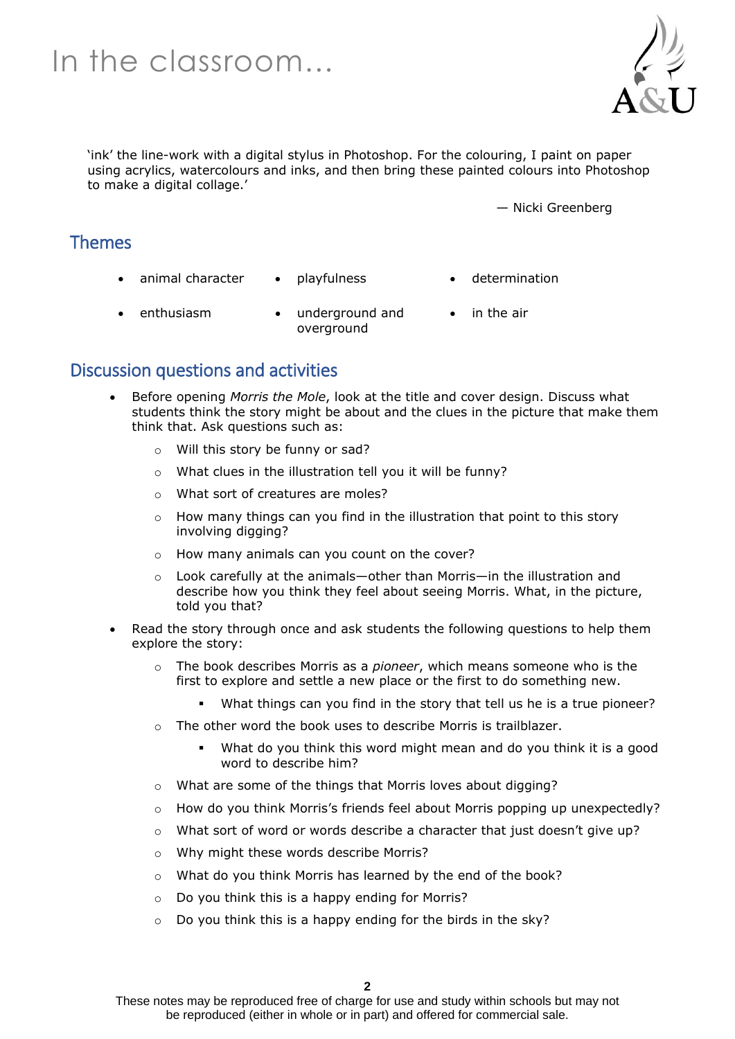'ink' the line-work with a digital stylus in Photoshop. For the colouring, I paint on paper using acrylics, watercolours and inks, and then bring these painted colours into Photoshop to make a digital collage.'

— Nicki Greenberg

## Themes

- animal character
- playfulness
- determination
- enthusiasm
- underground and overground
- in the air

## Discussion questions and activities

- Before opening *Morris the Mole*, look at the title and cover design. Discuss what students think the story might be about and the clues in the picture that make them think that. Ask questions such as:
  - Will this story be funny or sad?
  - What clues in the illustration tell you it will be funny?
  - What sort of creatures are moles?
  - How many things can you find in the illustration that point to this story involving digging?
  - How many animals can you count on the cover?
  - Look carefully at the animals—other than Morris—in the illustration and describe how you think they feel about seeing Morris. What, in the picture, told you that?
- Read the story through once and ask students the following questions to help them explore the story:
  - The book describes Morris as a *pioneer*, which means someone who is the first to explore and settle a new place or the first to do something new.
    - What things can you find in the story that tell us he is a true pioneer?
  - The other word the book uses to describe Morris is trailblazer.
    - What do you think this word might mean and do you think it is a good word to describe him?
  - What are some of the things that Morris loves about digging?
  - How do you think Morris's friends feel about Morris popping up unexpectedly?
  - What sort of word or words describe a character that just doesn't give up?
  - Why might these words describe Morris?
  - What do you think Morris has learned by the end of the book?
  - Do you think this is a happy ending for Morris?
  - Do you think this is a happy ending for the birds in the sky?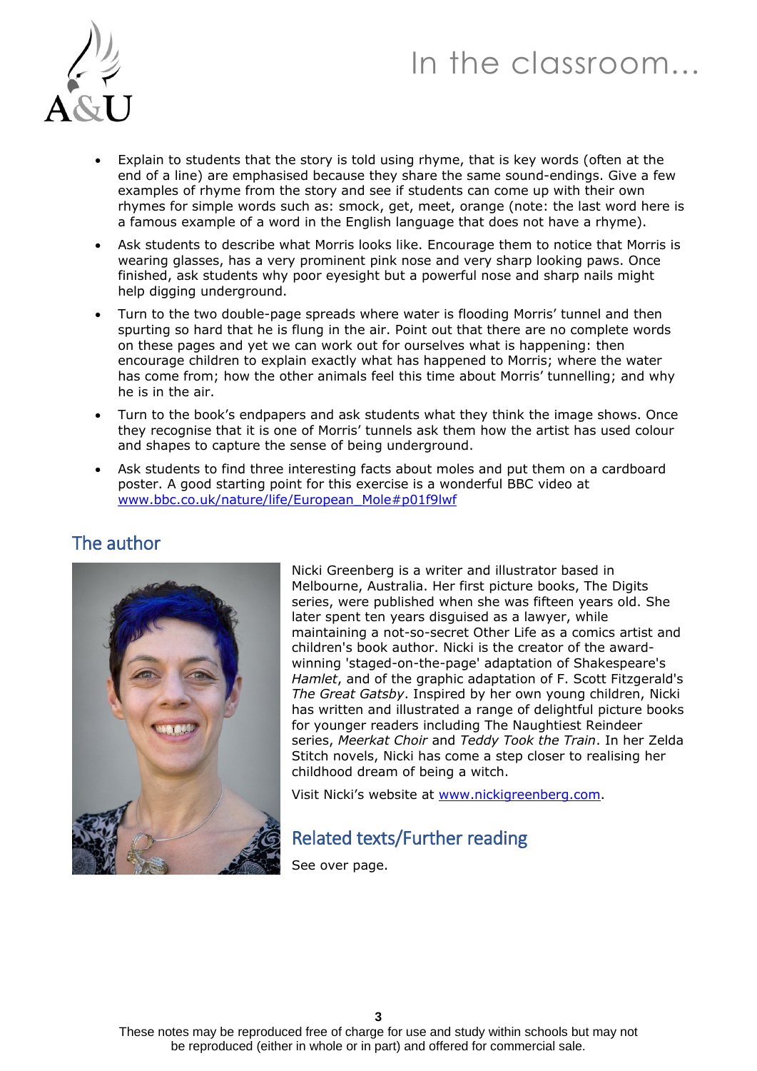- Explain to students that the story is told using rhyme, that is key words (often at the end of a line) are emphasised because they share the same sound-endings. Give a few examples of rhyme from the story and see if students can come up with their own rhymes for simple words such as: smock, get, meet, orange (note: the last word here is a famous example of a word in the English language that does not have a rhyme).
- Ask students to describe what Morris looks like. Encourage them to notice that Morris is wearing glasses, has a very prominent pink nose and very sharp looking paws. Once finished, ask students why poor eyesight but a powerful nose and sharp nails might help digging underground.
- Turn to the two double-page spreads where water is flooding Morris' tunnel and then spurting so hard that he is flung in the air. Point out that there are no complete words on these pages and yet we can work out for ourselves what is happening: then encourage children to explain exactly what has happened to Morris; where the water has come from; how the other animals feel this time about Morris' tunnelling; and why he is in the air.
- Turn to the book's endpapers and ask students what they think the image shows. Once they recognise that it is one of Morris' tunnels ask them how the artist has used colour and shapes to capture the sense of being underground.
- Ask students to find three interesting facts about moles and put them on a cardboard poster. A good starting point for this exercise is a wonderful BBC video at [www.bbc.co.uk/nature/life/European_Mole#p01f9lwf](http://www.bbc.co.uk/nature/life/European_Mole#p01f9lwf)

## The author

Nicki Greenberg is a writer and illustrator based in Melbourne, Australia. Her first picture books, The Digits series, were published when she was fifteen years old. She later spent ten years disguised as a lawyer, while maintaining a not-so-secret Other Life as a comics artist and children's book author. Nicki is the creator of the award-winning 'staged-on-the-page' adaptation of Shakespeare's *Hamlet*, and of the graphic adaptation of F. Scott Fitzgerald's *The Great Gatsby*. Inspired by her own young children, Nicki has written and illustrated a range of delightful picture books for younger readers including The Naughtiest Reindeer series, *Meerkat Choir* and *Teddy Took the Train*. In her Zelda Stitch novels, Nicki has come a step closer to realising her childhood dream of being a witch.

Visit Nicki's website at [www.nickigreenberg.com](http://www.nickigreenberg.com).

## Related texts/Further reading

See over page.

These notes may be reproduced free of charge for use and study within schools but may not be reproduced (either in whole or in part) and offered for commercial sale.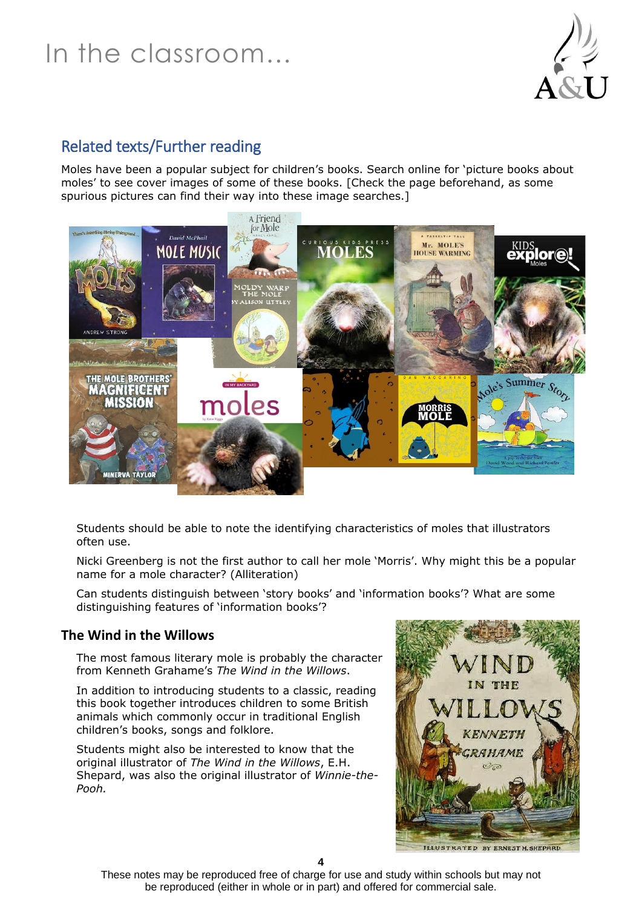# In the classroom...

## Related texts/Further reading

Moles have been a popular subject for children's books. Search online for 'picture books about moles' to see cover images of some of these books. [Check the page beforehand, as some spurious pictures can find their way into these image searches.]

Students should be able to note the identifying characteristics of moles that illustrators often use.

Nicki Greenberg is not the first author to call her mole 'Morris'. Why might this be a popular name for a mole character? (Alliteration)

Can students distinguish between 'story books' and 'information books'? What are some distinguishing features of 'information books'?

### The Wind in the Willows

The most famous literary mole is probably the character from Kenneth Grahame's *The Wind in the Willows*.

In addition to introducing students to a classic, reading this book together introduces children to some British animals which commonly occur in traditional English children's books, songs and folklore.

Students might also be interested to know that the original illustrator of *The Wind in the Willows*, E.H. Shepard, was also the original illustrator of *Winnie-the-Pooh.*

These notes may be reproduced free of charge for use and study within schools but may not be reproduced (either in whole or in part) and offered for commercial sale.